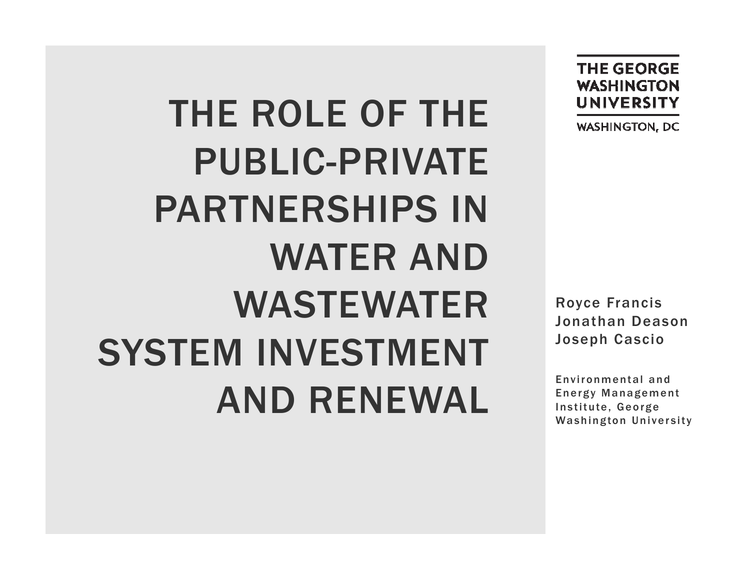# THE ROLE OF THE PUBLIC-PRIVATE PARTNERSHIPS IN WATER AND WASTEWATER SYSTEM INVESTMENT AND RENEWAL

THE GEORGE WASHINGTON UNIVERSITY

WASHINGTON, DC

Royce Francis
Jonathan Deason
Joseph Cascio

Environmental and Energy Management Institute, George Washington University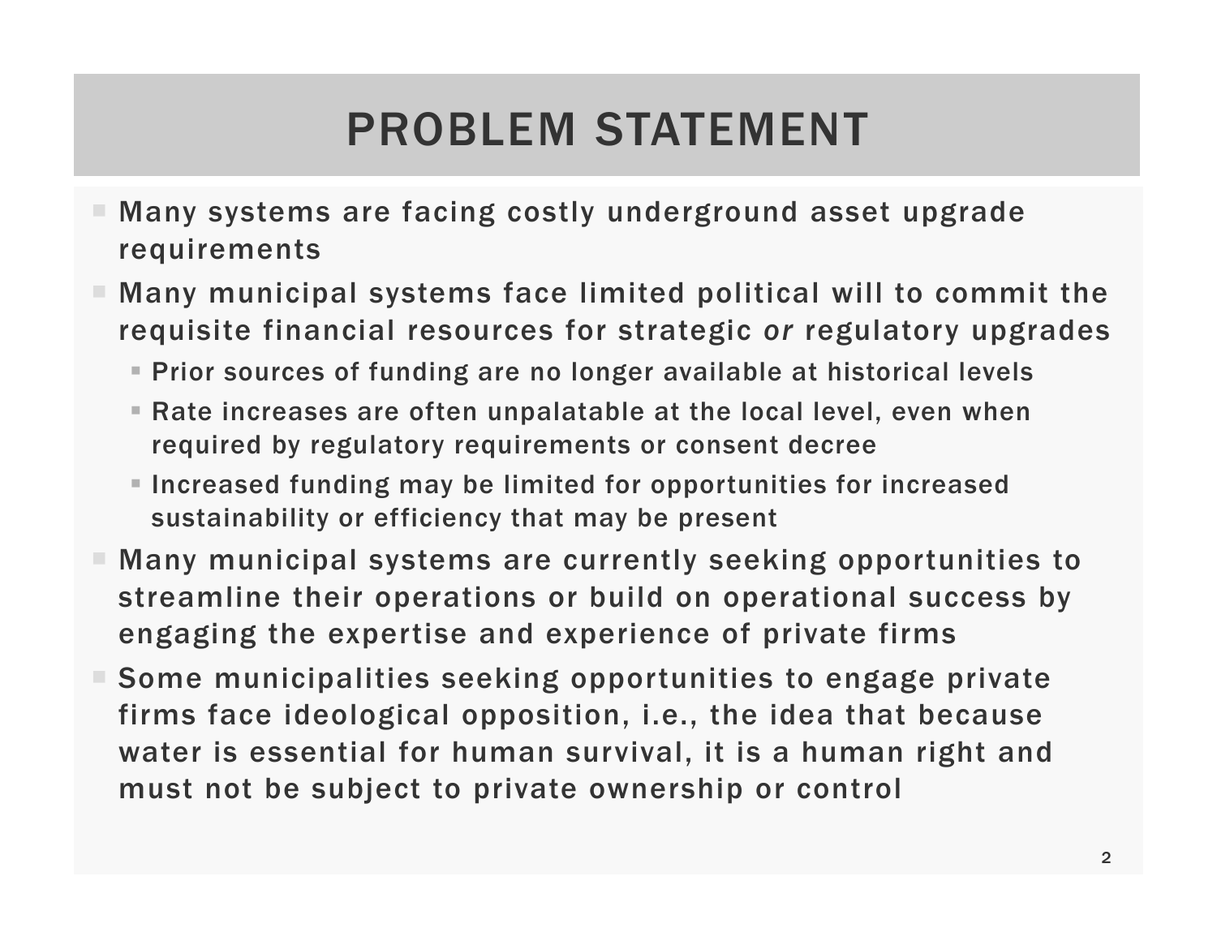# PROBLEM STATEMENT

- Many systems are facing costly underground asset upgrade requirements
- Many municipal systems face limited political will to commit the requisite financial resources for strategic *or* regulatory upgrades
  - Prior sources of funding are no longer available at historical levels
  - Rate increases are often unpalatable at the local level, even when required by regulatory requirements or consent decree
  - Increased funding may be limited for opportunities for increased sustainability or efficiency that may be present
- Many municipal systems are currently seeking opportunities to streamline their operations or build on operational success by engaging the expertise and experience of private firms
- Some municipalities seeking opportunities to engage private firms face ideological opposition, i.e., the idea that because water is essential for human survival, it is a human right and must not be subject to private ownership or control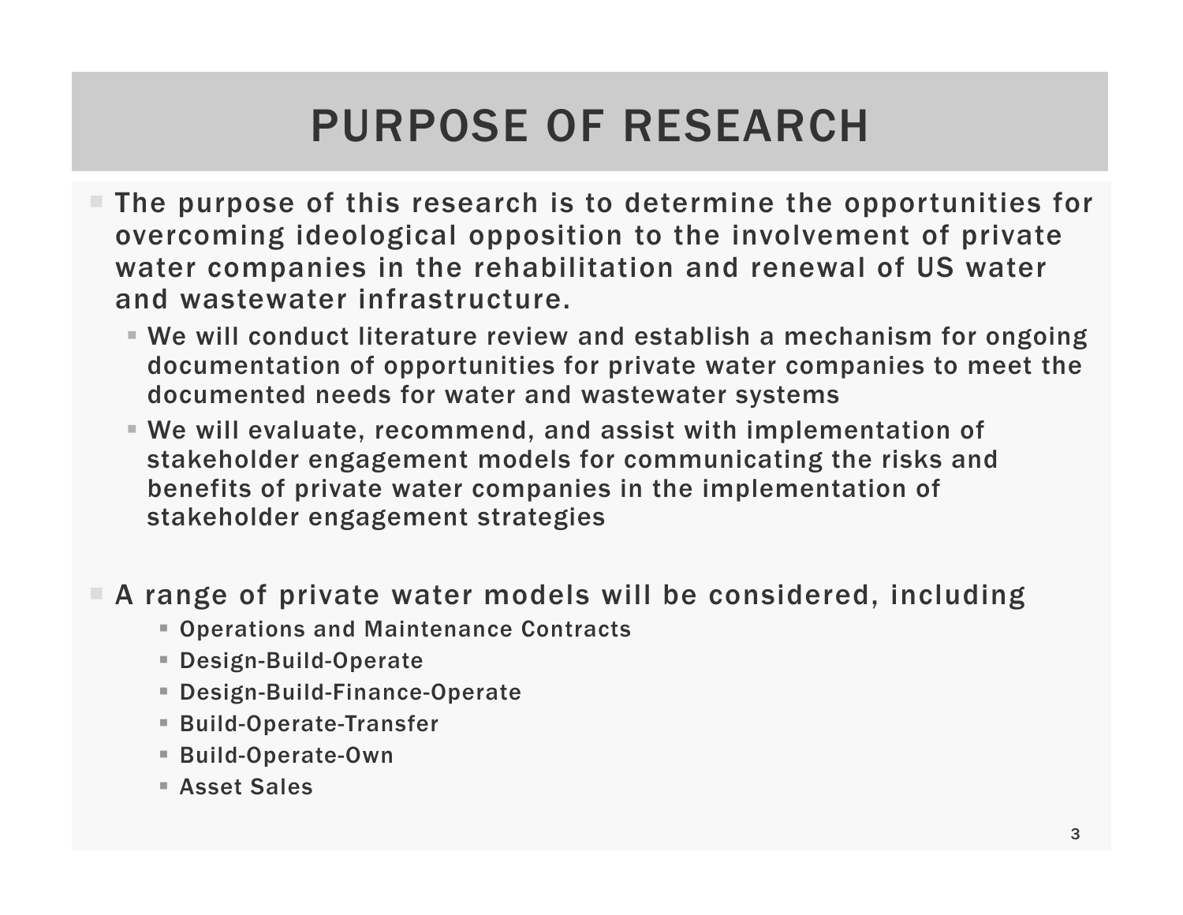# PURPOSE OF RESEARCH

- The purpose of this research is to determine the opportunities for overcoming ideological opposition to the involvement of private water companies in the rehabilitation and renewal of US water and wastewater infrastructure.
  - We will conduct literature review and establish a mechanism for ongoing documentation of opportunities for private water companies to meet the documented needs for water and wastewater systems
  - We will evaluate, recommend, and assist with implementation of stakeholder engagement models for communicating the risks and benefits of private water companies in the implementation of stakeholder engagement strategies

- A range of private water models will be considered, including
  - Operations and Maintenance Contracts
  - Design-Build-Operate
  - Design-Build-Finance-Operate
  - Build-Operate-Transfer
  - Build-Operate-Own
  - Asset Sales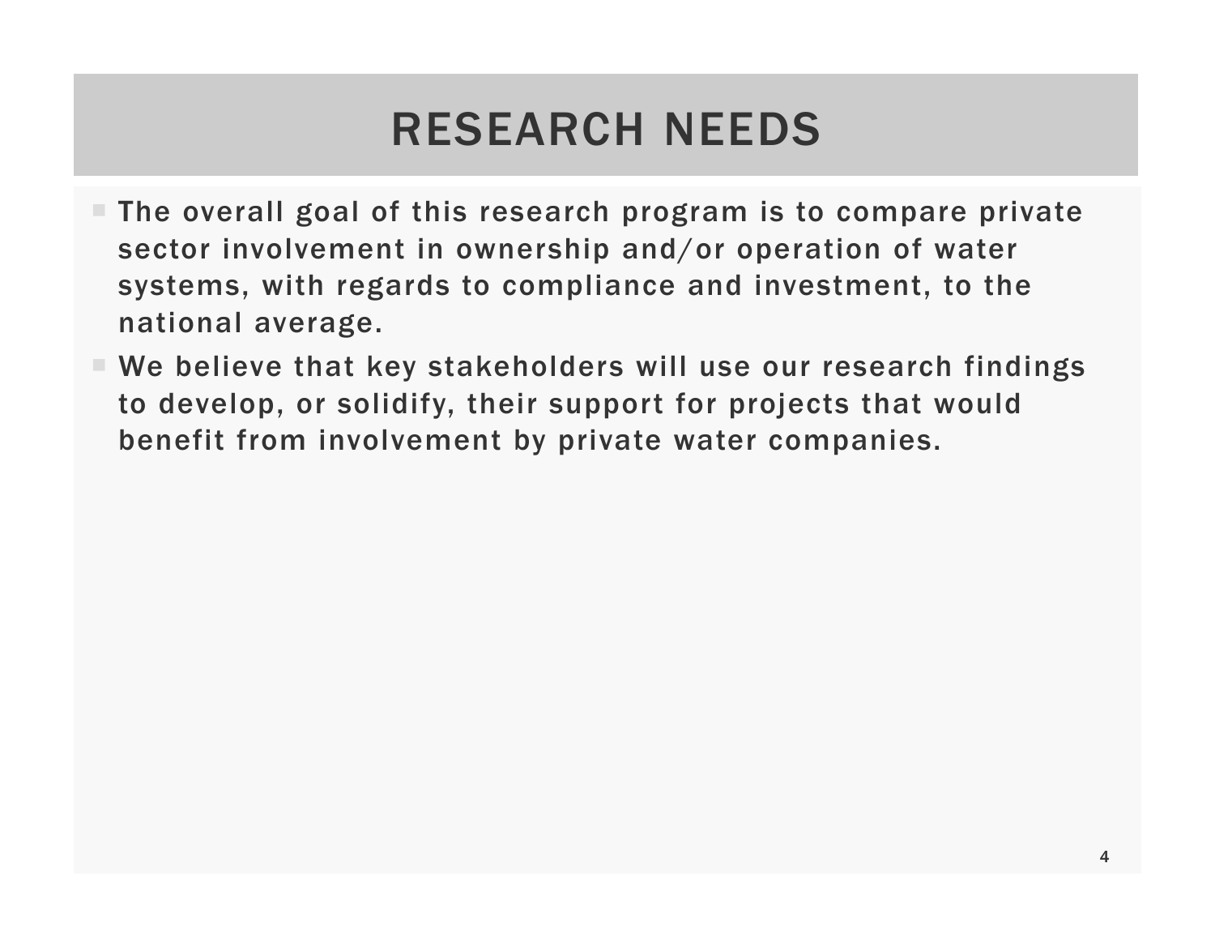# RESEARCH NEEDS

- The overall goal of this research program is to compare private sector involvement in ownership and/or operation of water systems, with regards to compliance and investment, to the national average.
- We believe that key stakeholders will use our research findings to develop, or solidify, their support for projects that would benefit from involvement by private water companies.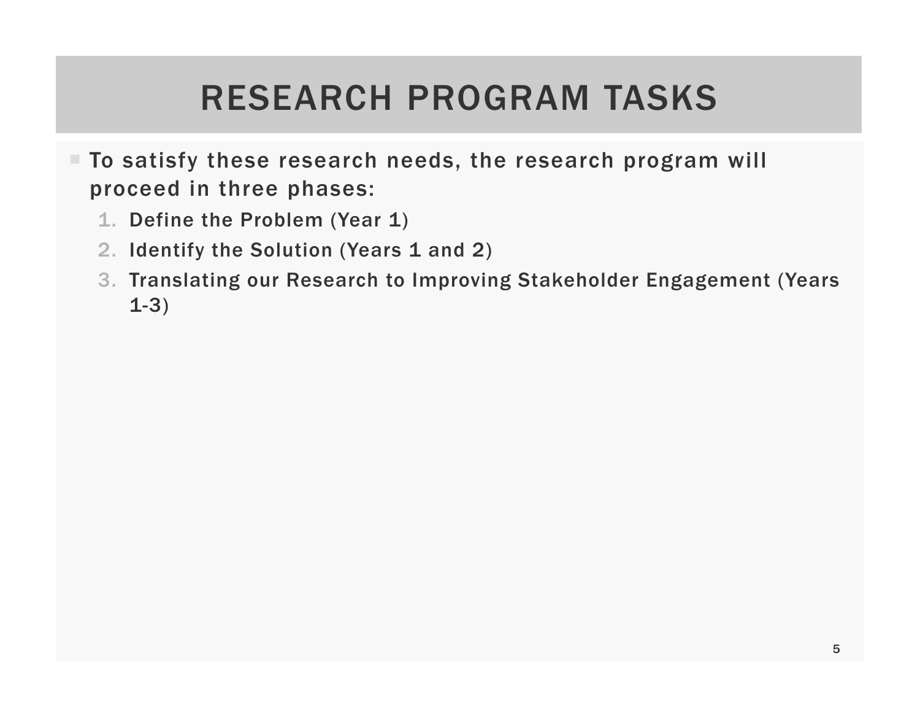# RESEARCH PROGRAM TASKS

- To satisfy these research needs, the research program will proceed in three phases:
  1. Define the Problem (Year 1)
  2. Identify the Solution (Years 1 and 2)
  3. Translating our Research to Improving Stakeholder Engagement (Years 1-3)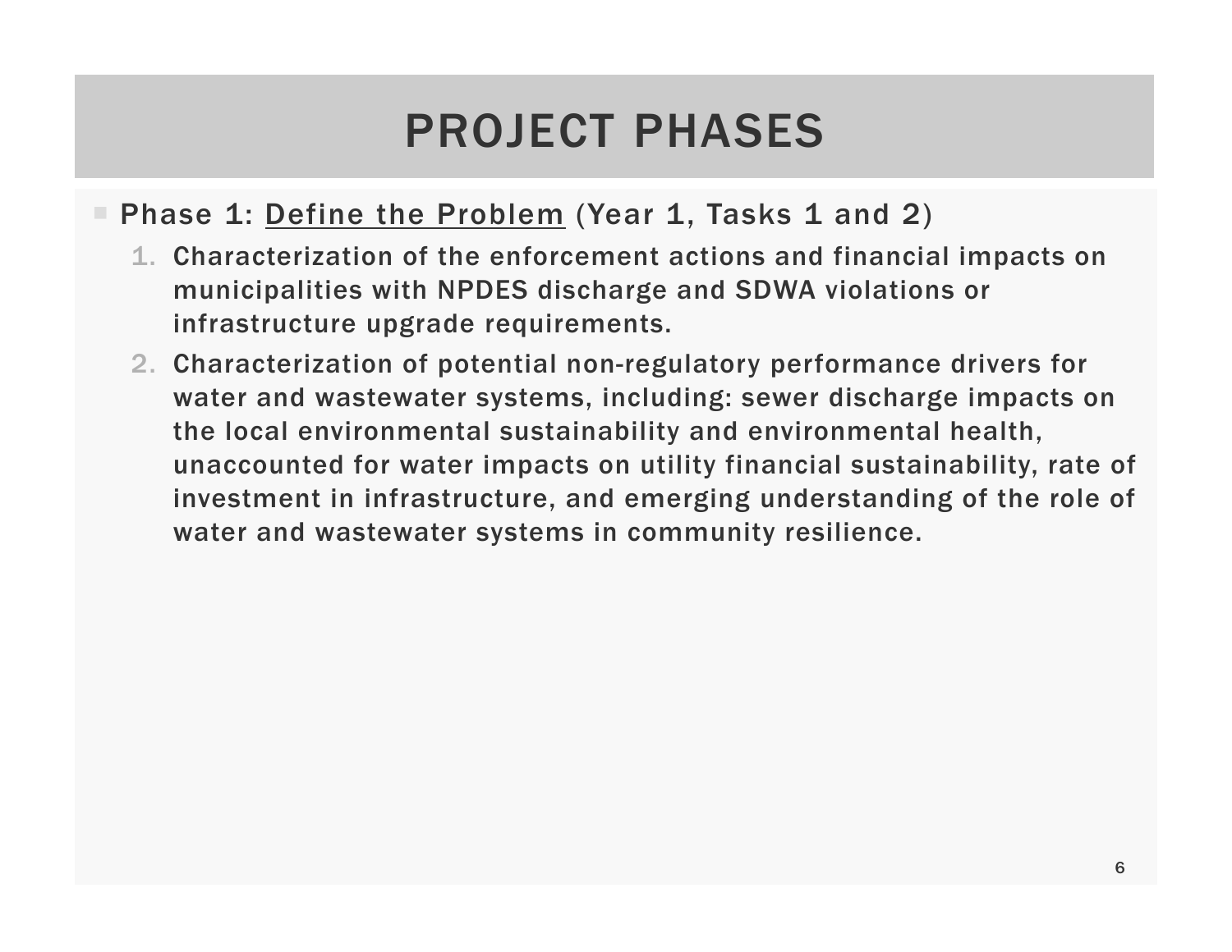# PROJECT PHASES

- Phase 1: <u>Define the Problem</u> (Year 1, Tasks 1 and 2)
  1. Characterization of the enforcement actions and financial impacts on municipalities with NPDES discharge and SDWA violations or infrastructure upgrade requirements.
  2. Characterization of potential non-regulatory performance drivers for water and wastewater systems, including: sewer discharge impacts on the local environmental sustainability and environmental health, unaccounted for water impacts on utility financial sustainability, rate of investment in infrastructure, and emerging understanding of the role of water and wastewater systems in community resilience.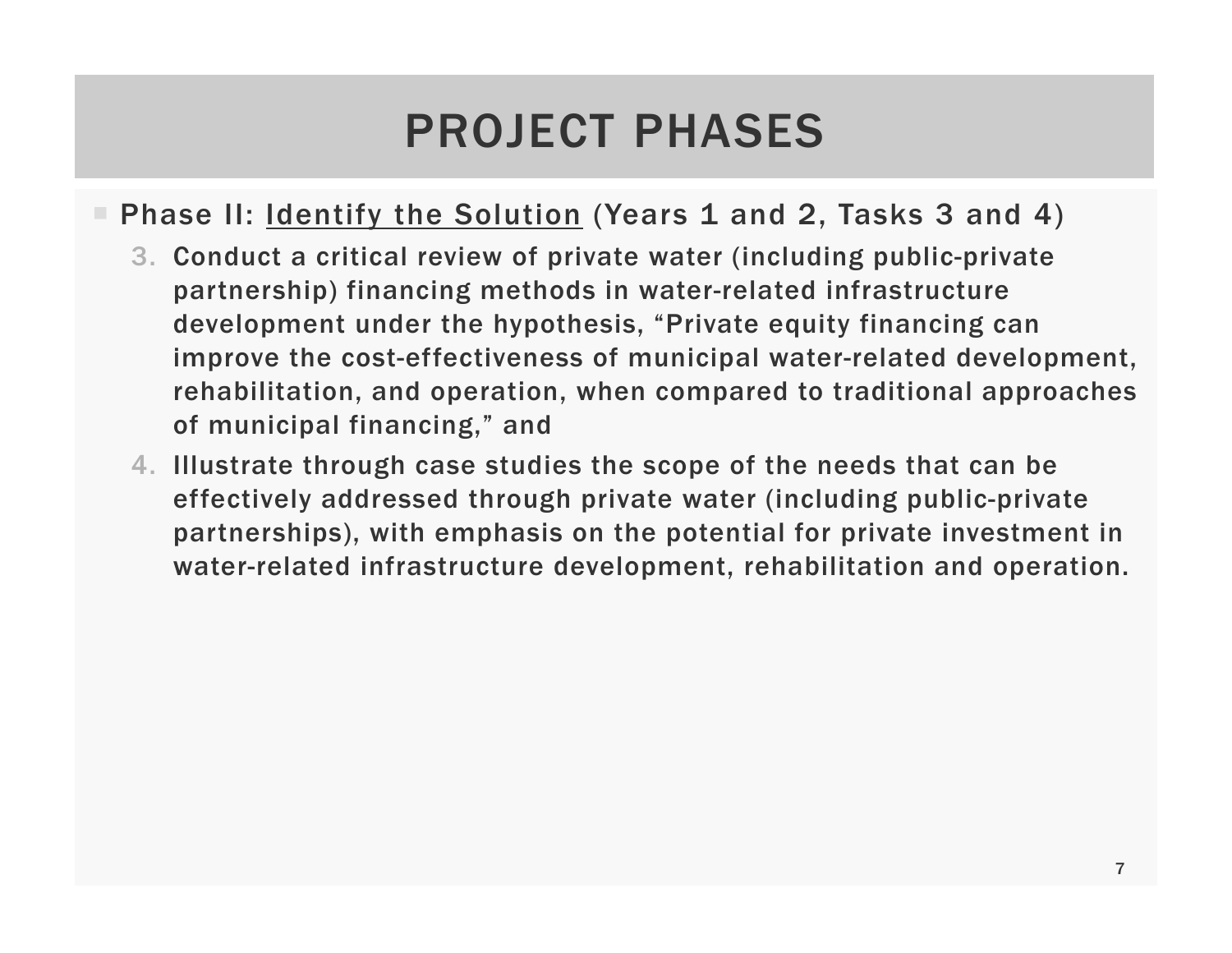# PROJECT PHASES

- Phase II: <u>Identify the Solution</u> (Years 1 and 2, Tasks 3 and 4)
  3. Conduct a critical review of private water (including public-private partnership) financing methods in water-related infrastructure development under the hypothesis, "Private equity financing can improve the cost-effectiveness of municipal water-related development, rehabilitation, and operation, when compared to traditional approaches of municipal financing," and
  4. Illustrate through case studies the scope of the needs that can be effectively addressed through private water (including public-private partnerships), with emphasis on the potential for private investment in water-related infrastructure development, rehabilitation and operation.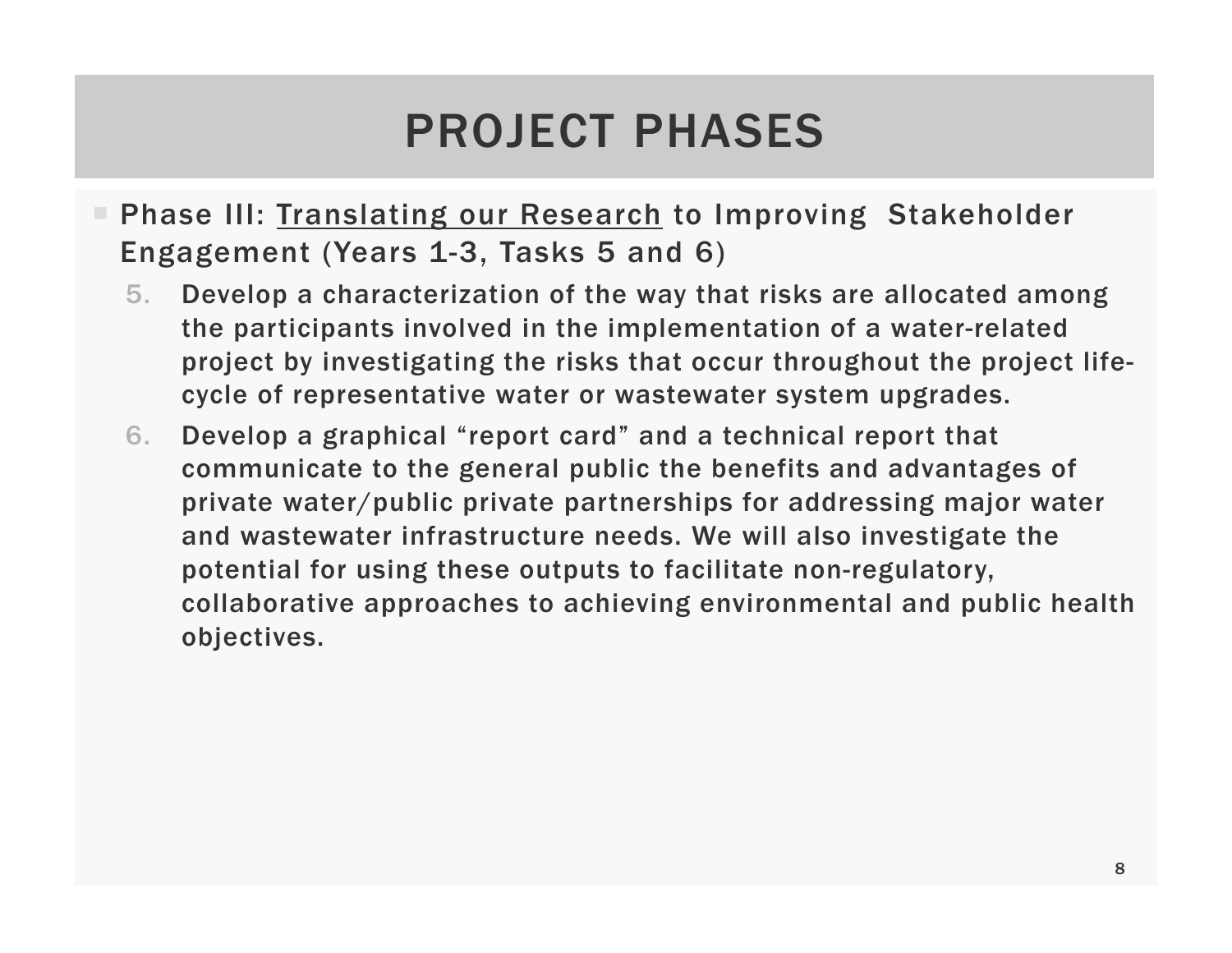# PROJECT PHASES

- Phase III: Translating our Research to Improving Stakeholder Engagement (Years 1-3, Tasks 5 and 6)
    5. Develop a characterization of the way that risks are allocated among the participants involved in the implementation of a water-related project by investigating the risks that occur throughout the project life-cycle of representative water or wastewater system upgrades.
    6. Develop a graphical "report card" and a technical report that communicate to the general public the benefits and advantages of private water/public private partnerships for addressing major water and wastewater infrastructure needs. We will also investigate the potential for using these outputs to facilitate non-regulatory, collaborative approaches to achieving environmental and public health objectives.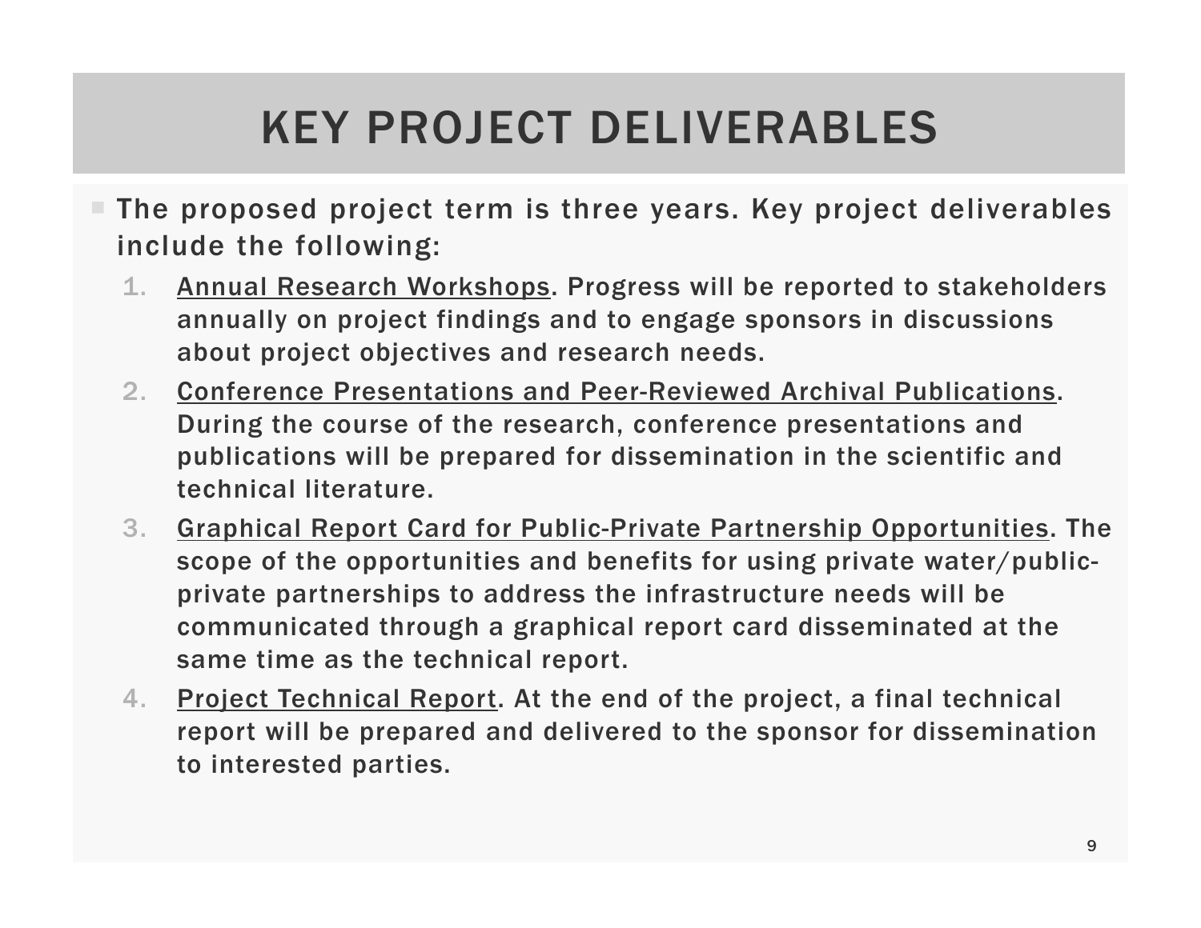# KEY PROJECT DELIVERABLES

- The proposed project term is three years. Key project deliverables include the following:
  1. Annual Research Workshops. Progress will be reported to stakeholders annually on project findings and to engage sponsors in discussions about project objectives and research needs.
  2. Conference Presentations and Peer-Reviewed Archival Publications. During the course of the research, conference presentations and publications will be prepared for dissemination in the scientific and technical literature.
  3. Graphical Report Card for Public-Private Partnership Opportunities. The scope of the opportunities and benefits for using private water/public-private partnerships to address the infrastructure needs will be communicated through a graphical report card disseminated at the same time as the technical report.
  4. Project Technical Report. At the end of the project, a final technical report will be prepared and delivered to the sponsor for dissemination to interested parties.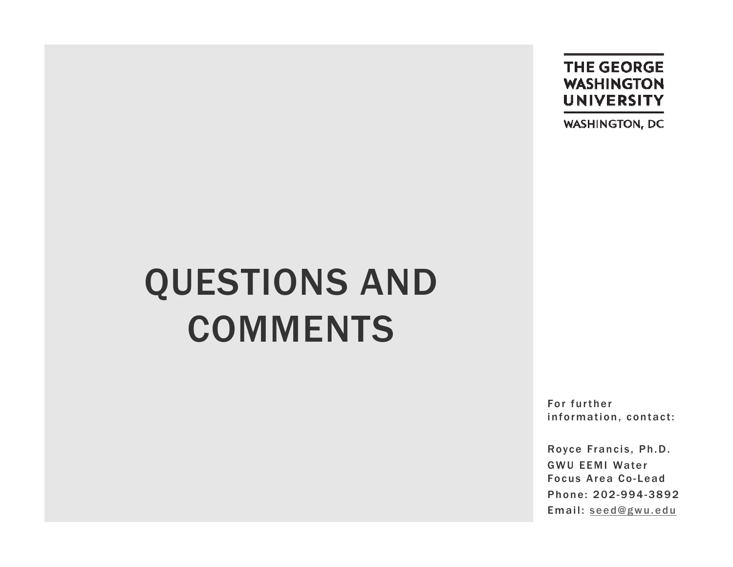THE GEORGE WASHINGTON UNIVERSITY

WASHINGTON, DC

# QUESTIONS AND COMMENTS

For further information, contact:

Royce Francis, Ph.D.

GWU EEMI Water Focus Area Co-Lead

Phone: 202-994-3892

Email: seed@gwu.edu